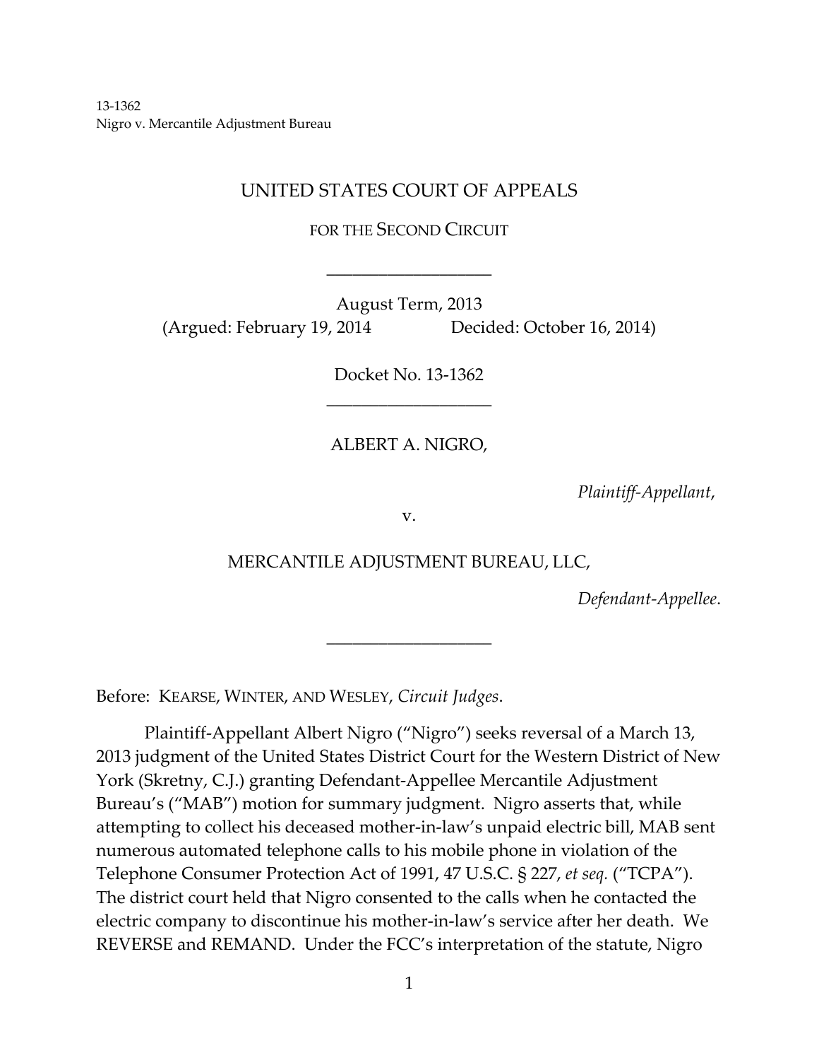13-1362
Nigro v. Mercantile Adjustment Bureau

UNITED STATES COURT OF APPEALS

FOR THE SECOND CIRCUIT

\_\_\_\_\_\_\_\_\_\_\_\_\_\_\_\_\_\_\_

August Term, 2013

(Argued: February 19, 2014 Decided: October 16, 2014)

Docket No. 13-1362

\_\_\_\_\_\_\_\_\_\_\_\_\_\_\_\_\_\_\_

ALBERT A. NIGRO,

*Plaintiff-Appellant*,

v.

MERCANTILE ADJUSTMENT BUREAU, LLC,

*Defendant-Appellee*.

\_\_\_\_\_\_\_\_\_\_\_\_\_\_\_\_\_\_\_

Before: KEARSE, WINTER, AND WESLEY, *Circuit Judges*.

Plaintiff-Appellant Albert Nigro ("Nigro") seeks reversal of a March 13, 2013 judgment of the United States District Court for the Western District of New York (Skretny, C.J.) granting Defendant-Appellee Mercantile Adjustment Bureau's ("MAB") motion for summary judgment. Nigro asserts that, while attempting to collect his deceased mother-in-law's unpaid electric bill, MAB sent numerous automated telephone calls to his mobile phone in violation of the Telephone Consumer Protection Act of 1991, 47 U.S.C. § 227, *et seq.* ("TCPA"). The district court held that Nigro consented to the calls when he contacted the electric company to discontinue his mother-in-law's service after her death. We REVERSE and REMAND. Under the FCC's interpretation of the statute, Nigro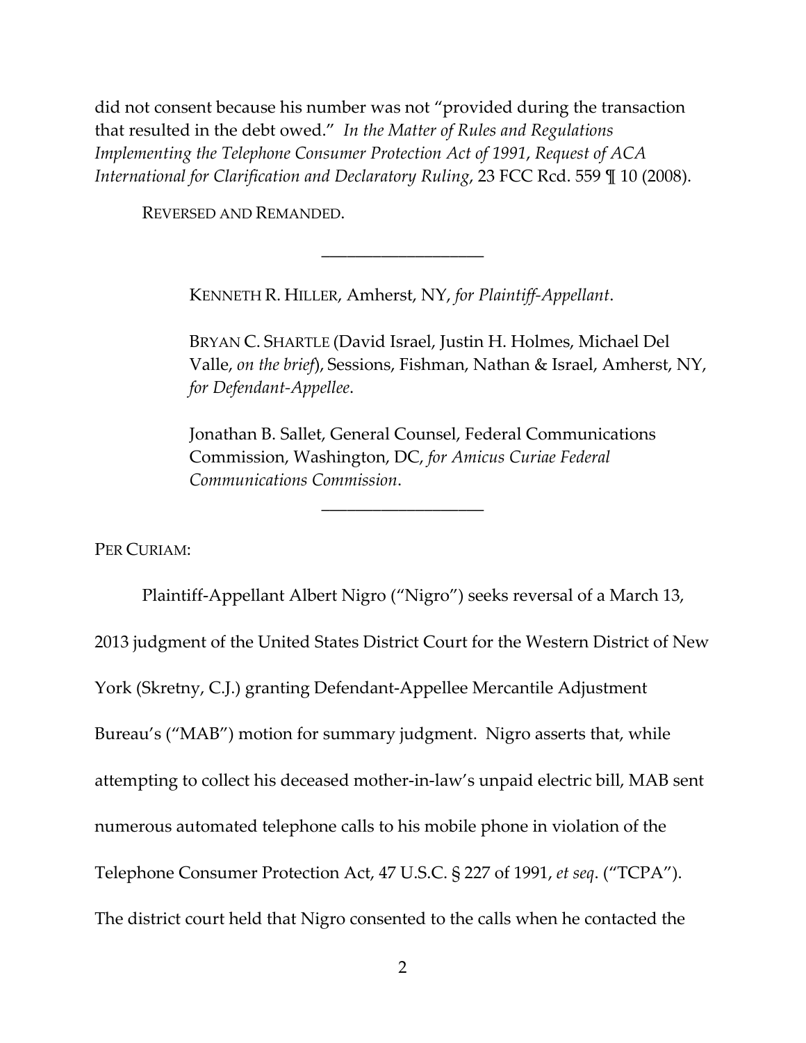did not consent because his number was not "provided during the transaction that resulted in the debt owed." *In the Matter of Rules and Regulations Implementing the Telephone Consumer Protection Act of 1991*, *Request of ACA International for Clarification and Declaratory Ruling*, 23 FCC Rcd. 559 ¶ 10 (2008).

REVERSED AND REMANDED.

---

KENNETH R. HILLER, Amherst, NY, *for Plaintiff-Appellant*.

BRYAN C. SHARTLE (David Israel, Justin H. Holmes, Michael Del Valle, *on the brief*), Sessions, Fishman, Nathan & Israel, Amherst, NY, *for Defendant-Appellee*.

Jonathan B. Sallet, General Counsel, Federal Communications Commission, Washington, DC, *for Amicus Curiae Federal Communications Commission*.

---

PER CURIAM:

Plaintiff-Appellant Albert Nigro ("Nigro") seeks reversal of a March 13, 2013 judgment of the United States District Court for the Western District of New York (Skretny, C.J.) granting Defendant-Appellee Mercantile Adjustment Bureau's ("MAB") motion for summary judgment. Nigro asserts that, while attempting to collect his deceased mother-in-law's unpaid electric bill, MAB sent numerous automated telephone calls to his mobile phone in violation of the Telephone Consumer Protection Act, 47 U.S.C. § 227 of 1991, *et seq*. ("TCPA"). The district court held that Nigro consented to the calls when he contacted the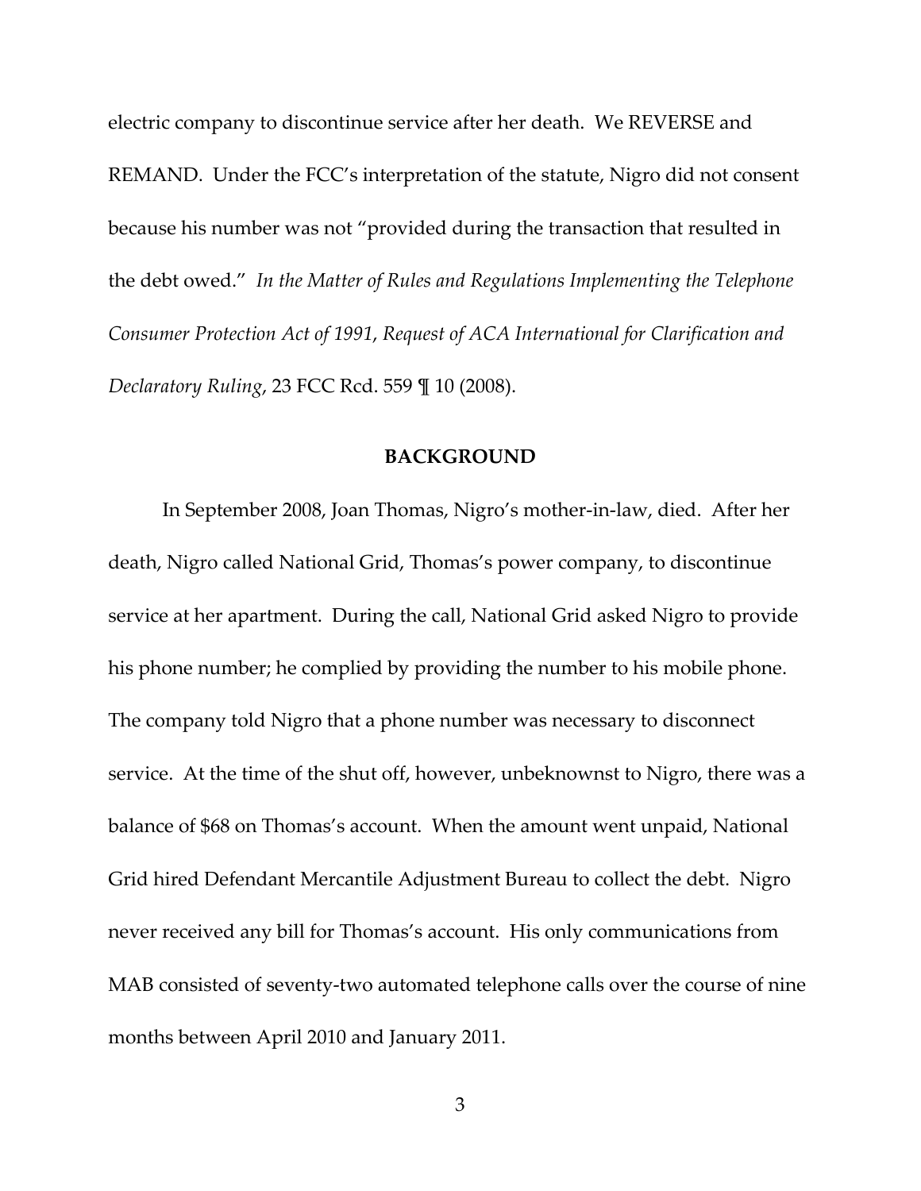electric company to discontinue service after her death. We REVERSE and REMAND. Under the FCC's interpretation of the statute, Nigro did not consent because his number was not "provided during the transaction that resulted in the debt owed." *In the Matter of Rules and Regulations Implementing the Telephone Consumer Protection Act of 1991*, *Request of ACA International for Clarification and Declaratory Ruling*, 23 FCC Rcd. 559 ¶ 10 (2008).

## BACKGROUND

In September 2008, Joan Thomas, Nigro's mother-in-law, died. After her death, Nigro called National Grid, Thomas's power company, to discontinue service at her apartment. During the call, National Grid asked Nigro to provide his phone number; he complied by providing the number to his mobile phone. The company told Nigro that a phone number was necessary to disconnect service. At the time of the shut off, however, unbeknownst to Nigro, there was a balance of $68 on Thomas's account. When the amount went unpaid, National Grid hired Defendant Mercantile Adjustment Bureau to collect the debt. Nigro never received any bill for Thomas's account. His only communications from MAB consisted of seventy-two automated telephone calls over the course of nine months between April 2010 and January 2011.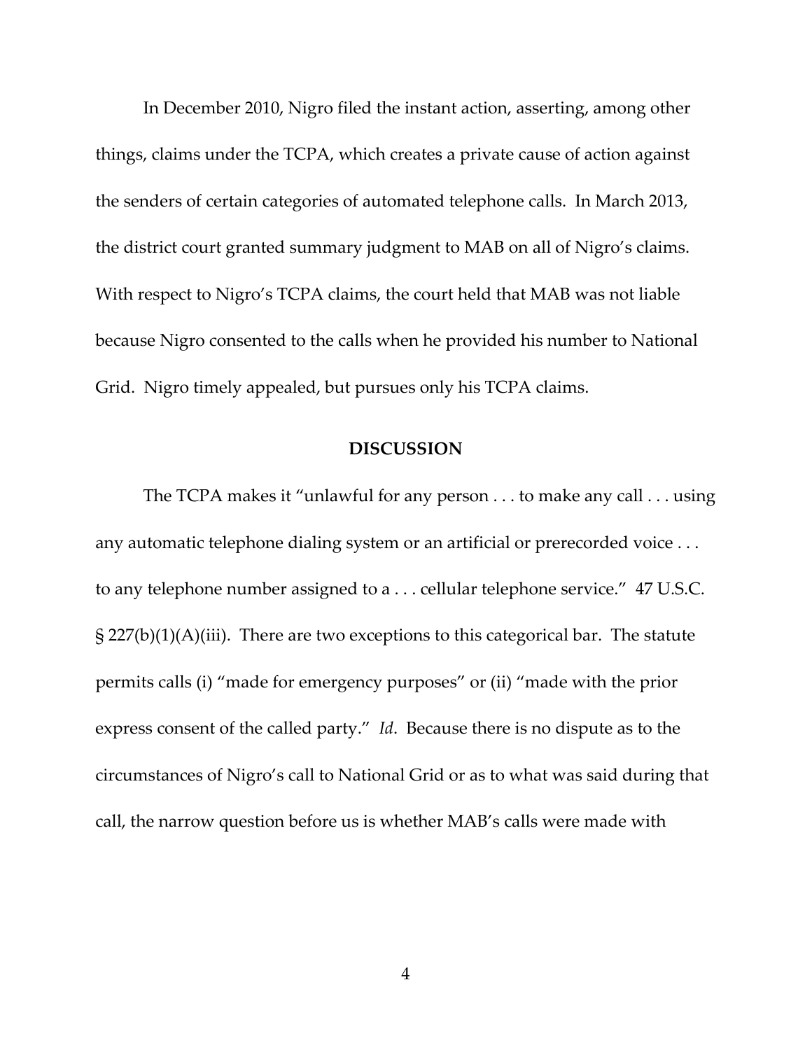In December 2010, Nigro filed the instant action, asserting, among other things, claims under the TCPA, which creates a private cause of action against the senders of certain categories of automated telephone calls. In March 2013, the district court granted summary judgment to MAB on all of Nigro's claims. With respect to Nigro's TCPA claims, the court held that MAB was not liable because Nigro consented to the calls when he provided his number to National Grid. Nigro timely appealed, but pursues only his TCPA claims.

## DISCUSSION

The TCPA makes it "unlawful for any person . . . to make any call . . . using any automatic telephone dialing system or an artificial or prerecorded voice . . . to any telephone number assigned to a . . . cellular telephone service." 47 U.S.C. § 227(b)(1)(A)(iii). There are two exceptions to this categorical bar. The statute permits calls (i) "made for emergency purposes" or (ii) "made with the prior express consent of the called party." *Id*. Because there is no dispute as to the circumstances of Nigro's call to National Grid or as to what was said during that call, the narrow question before us is whether MAB's calls were made with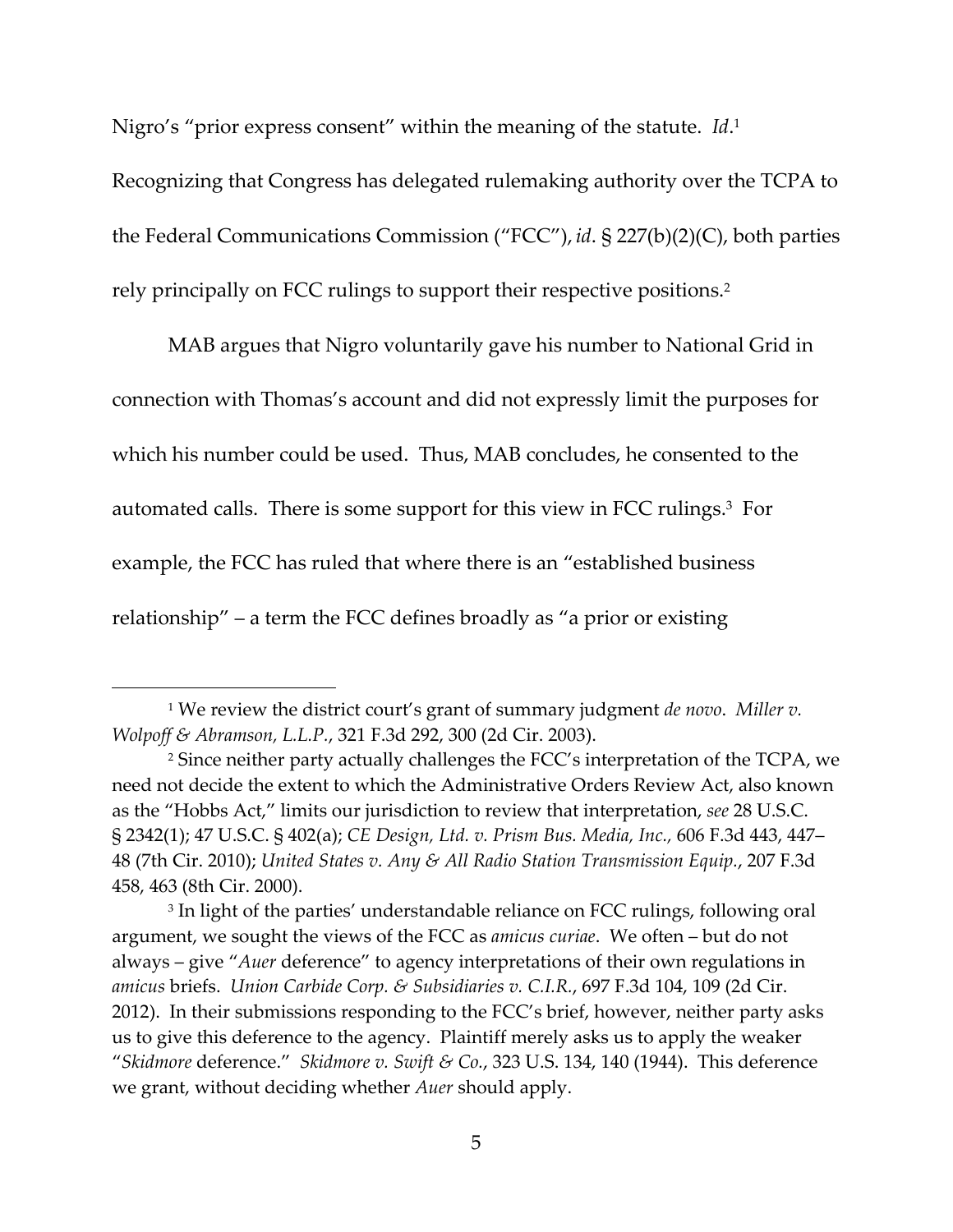Nigro's "prior express consent" within the meaning of the statute. *Id*.[1] Recognizing that Congress has delegated rulemaking authority over the TCPA to the Federal Communications Commission ("FCC"), *id*. § 227(b)(2)(C), both parties rely principally on FCC rulings to support their respective positions.[2]

MAB argues that Nigro voluntarily gave his number to National Grid in connection with Thomas's account and did not expressly limit the purposes for which his number could be used. Thus, MAB concludes, he consented to the automated calls. There is some support for this view in FCC rulings.[3] For example, the FCC has ruled that where there is an "established business relationship" – a term the FCC defines broadly as "a prior or existing

---

[1] We review the district court's grant of summary judgment *de novo*. *Miller v. Wolpoff & Abramson, L.L.P.*, 321 F.3d 292, 300 (2d Cir. 2003).

[2] Since neither party actually challenges the FCC's interpretation of the TCPA, we need not decide the extent to which the Administrative Orders Review Act, also known as the "Hobbs Act," limits our jurisdiction to review that interpretation, *see* 28 U.S.C. § 2342(1); 47 U.S.C. § 402(a); *CE Design, Ltd. v. Prism Bus. Media, Inc.*, 606 F.3d 443, 447–48 (7th Cir. 2010); *United States v. Any & All Radio Station Transmission Equip.*, 207 F.3d 458, 463 (8th Cir. 2000).

[3] In light of the parties' understandable reliance on FCC rulings, following oral argument, we sought the views of the FCC as *amicus curiae*. We often – but do not always – give "*Auer* deference" to agency interpretations of their own regulations in *amicus* briefs. *Union Carbide Corp. & Subsidiaries v. C.I.R.*, 697 F.3d 104, 109 (2d Cir. 2012). In their submissions responding to the FCC's brief, however, neither party asks us to give this deference to the agency. Plaintiff merely asks us to apply the weaker "*Skidmore* deference." *Skidmore v. Swift & Co.*, 323 U.S. 134, 140 (1944). This deference we grant, without deciding whether *Auer* should apply.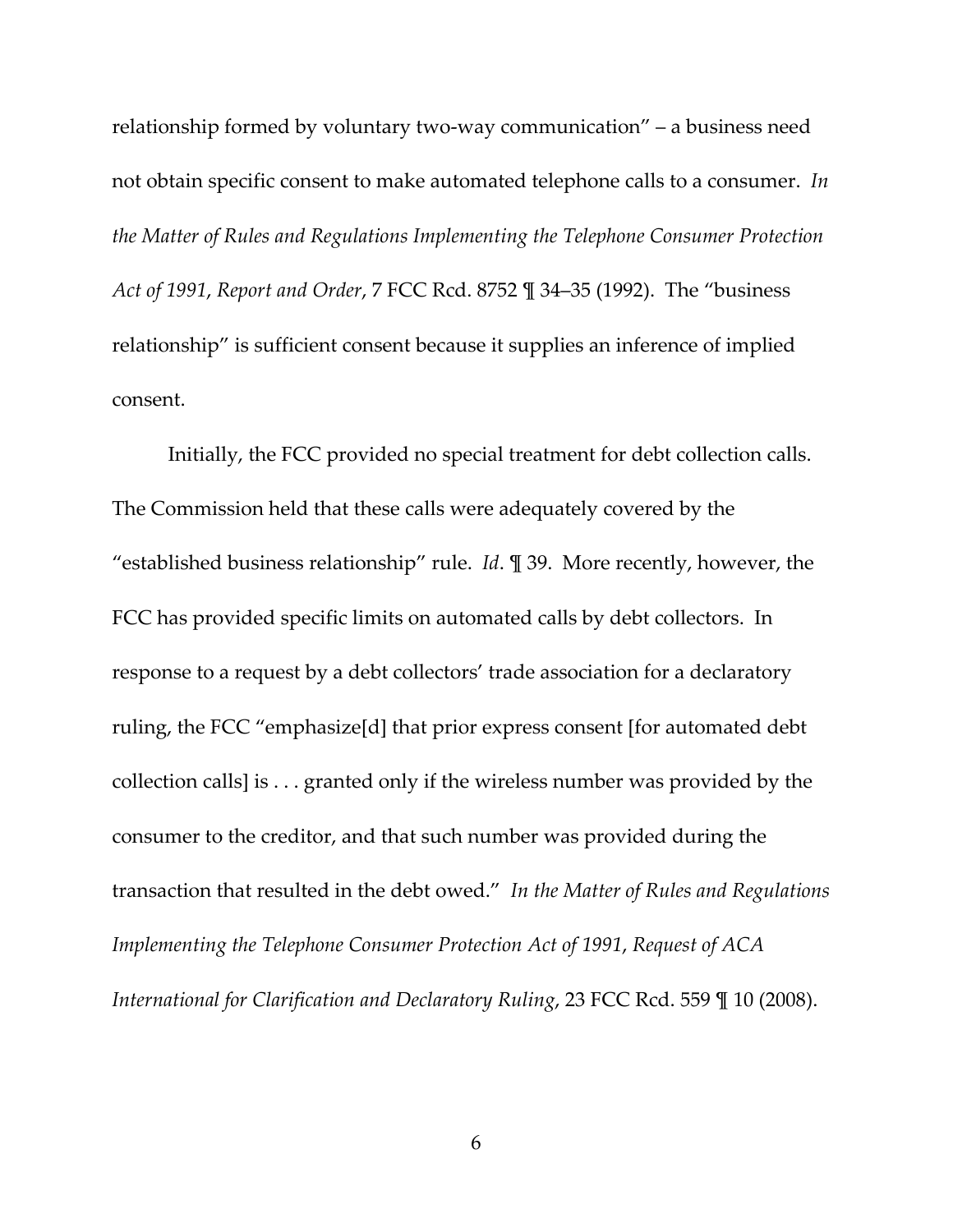relationship formed by voluntary two-way communication" – a business need not obtain specific consent to make automated telephone calls to a consumer. *In the Matter of Rules and Regulations Implementing the Telephone Consumer Protection Act of 1991*, *Report and Order*, 7 FCC Rcd. 8752 ¶ 34–35 (1992). The "business relationship" is sufficient consent because it supplies an inference of implied consent.

Initially, the FCC provided no special treatment for debt collection calls. The Commission held that these calls were adequately covered by the "established business relationship" rule. *Id*. ¶ 39. More recently, however, the FCC has provided specific limits on automated calls by debt collectors. In response to a request by a debt collectors' trade association for a declaratory ruling, the FCC "emphasize[d] that prior express consent [for automated debt collection calls] is . . . granted only if the wireless number was provided by the consumer to the creditor, and that such number was provided during the transaction that resulted in the debt owed." *In the Matter of Rules and Regulations Implementing the Telephone Consumer Protection Act of 1991*, *Request of ACA International for Clarification and Declaratory Ruling*, 23 FCC Rcd. 559 ¶ 10 (2008).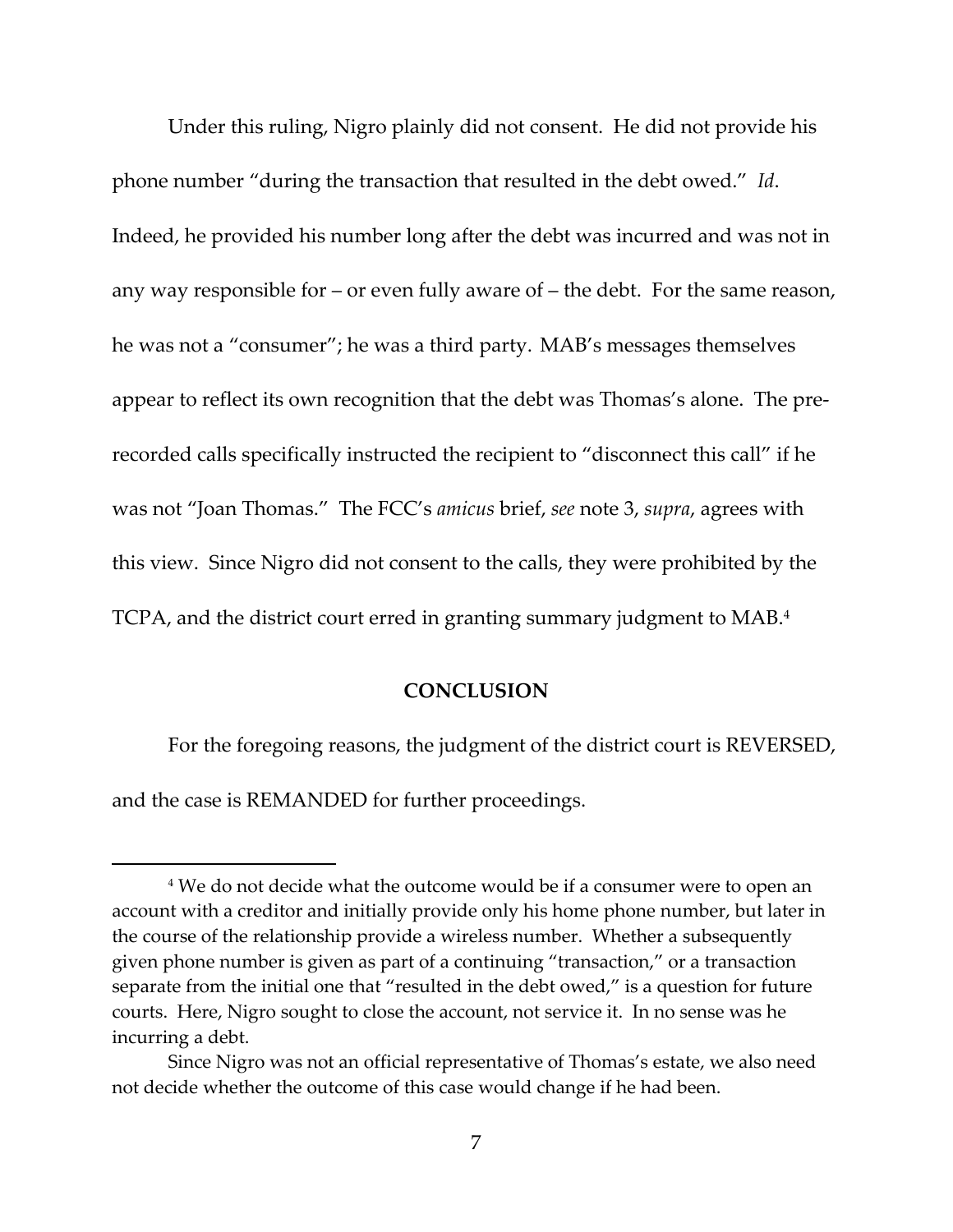Under this ruling, Nigro plainly did not consent. He did not provide his phone number "during the transaction that resulted in the debt owed." *Id*. Indeed, he provided his number long after the debt was incurred and was not in any way responsible for – or even fully aware of – the debt. For the same reason, he was not a "consumer"; he was a third party. MAB's messages themselves appear to reflect its own recognition that the debt was Thomas's alone. The pre-recorded calls specifically instructed the recipient to "disconnect this call" if he was not "Joan Thomas." The FCC's *amicus* brief, *see* note 3, *supra*, agrees with this view. Since Nigro did not consent to the calls, they were prohibited by the TCPA, and the district court erred in granting summary judgment to MAB.[4]

## CONCLUSION

For the foregoing reasons, the judgment of the district court is REVERSED, and the case is REMANDED for further proceedings.

---

[4] We do not decide what the outcome would be if a consumer were to open an account with a creditor and initially provide only his home phone number, but later in the course of the relationship provide a wireless number. Whether a subsequently given phone number is given as part of a continuing "transaction," or a transaction separate from the initial one that "resulted in the debt owed," is a question for future courts. Here, Nigro sought to close the account, not service it. In no sense was he incurring a debt.

Since Nigro was not an official representative of Thomas's estate, we also need not decide whether the outcome of this case would change if he had been.